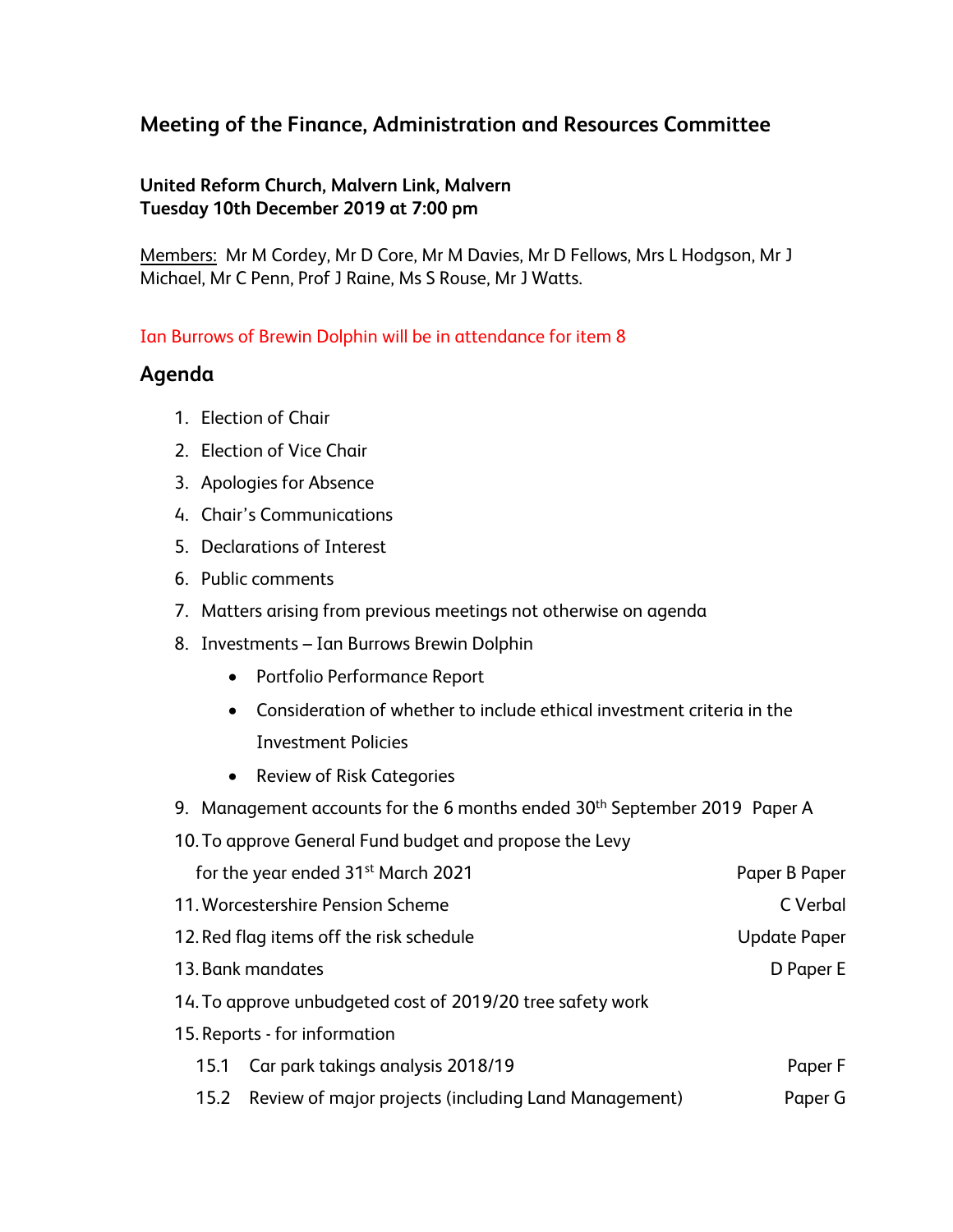## Meeting of the Finance, Administration and Resources Committee

**United Reform Church, Malvern Link, Malvern**
**Tuesday 10th December 2019 at 7:00 pm**

Members: Mr M Cordey, Mr D Core, Mr M Davies, Mr D Fellows, Mrs L Hodgson, Mr J Michael, Mr C Penn, Prof J Raine, Ms S Rouse, Mr J Watts.

Ian Burrows of Brewin Dolphin will be in attendance for item 8

## Agenda

1. Election of Chair
2. Election of Vice Chair
3. Apologies for Absence
4. Chair's Communications
5. Declarations of Interest
6. Public comments
7. Matters arising from previous meetings not otherwise on agenda
8. Investments – Ian Burrows Brewin Dolphin
   - Portfolio Performance Report
   - Consideration of whether to include ethical investment criteria in the Investment Policies
   - Review of Risk Categories
9. Management accounts for the 6 months ended 30th September 2019 Paper A
10. To approve General Fund budget and propose the Levy for the year ended 31st March 2021 Paper B Paper
11. Worcestershire Pension Scheme C Verbal
12. Red flag items off the risk schedule Update Paper
13. Bank mandates D Paper E
14. To approve unbudgeted cost of 2019/20 tree safety work
15. Reports - for information
    - 15.1 Car park takings analysis 2018/19 Paper F
    - 15.2 Review of major projects (including Land Management) Paper G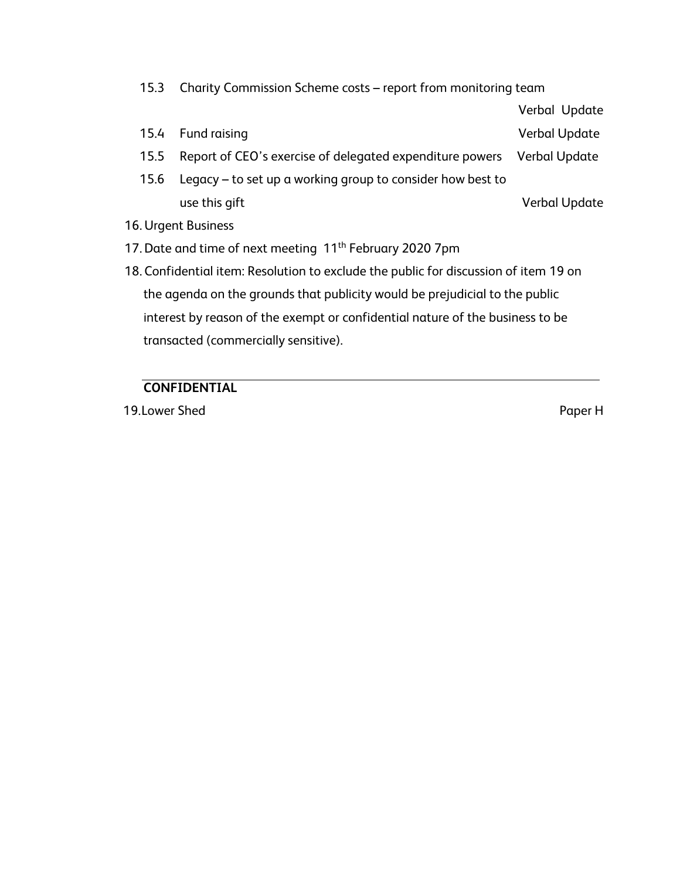15.3 Charity Commission Scheme costs – report from monitoring team
Verbal Update

15.4 Fund raising — Verbal Update

15.5 Report of CEO's exercise of delegated expenditure powers — Verbal Update

15.6 Legacy – to set up a working group to consider how best to use this gift
Verbal Update

16. Urgent Business
17. Date and time of next meeting 11th February 2020 7pm
18. Confidential item: Resolution to exclude the public for discussion of item 19 on the agenda on the grounds that publicity would be prejudicial to the public interest by reason of the exempt or confidential nature of the business to be transacted (commercially sensitive).

---

**CONFIDENTIAL**

19. Lower Shed — Paper H